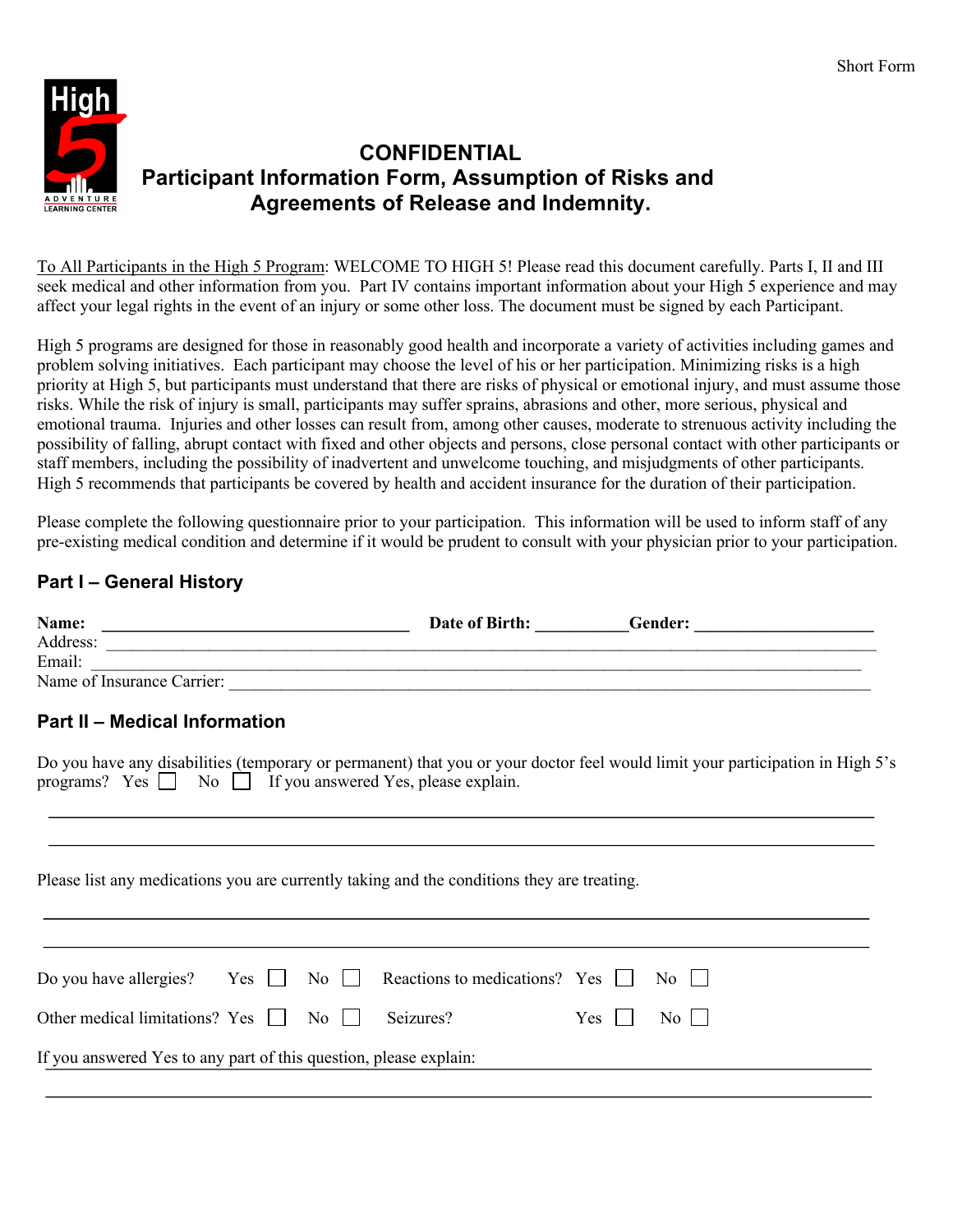Short Form

# CONFIDENTIAL
# Participant Information Form, Assumption of Risks and Agreements of Release and Indemnity.

To All Participants in the High 5 Program: WELCOME TO HIGH 5! Please read this document carefully. Parts I, II and III seek medical and other information from you. Part IV contains important information about your High 5 experience and may affect your legal rights in the event of an injury or some other loss. The document must be signed by each Participant.

High 5 programs are designed for those in reasonably good health and incorporate a variety of activities including games and problem solving initiatives. Each participant may choose the level of his or her participation. Minimizing risks is a high priority at High 5, but participants must understand that there are risks of physical or emotional injury, and must assume those risks. While the risk of injury is small, participants may suffer sprains, abrasions and other, more serious, physical and emotional trauma. Injuries and other losses can result from, among other causes, moderate to strenuous activity including the possibility of falling, abrupt contact with fixed and other objects and persons, close personal contact with other participants or staff members, including the possibility of inadvertent and unwelcome touching, and misjudgments of other participants. High 5 recommends that participants be covered by health and accident insurance for the duration of their participation.

Please complete the following questionnaire prior to your participation. This information will be used to inform staff of any pre-existing medical condition and determine if it would be prudent to consult with your physician prior to your participation.

## Part I – General History

**Name:** ______________________________ **Date of Birth:** __________ **Gender:** __________________

Address: ________________________________________________________________

Email: __________________________________________________________________

Name of Insurance Carrier: _________________________________________________

## Part II – Medical Information

Do you have any disabilities (temporary or permanent) that you or your doctor feel would limit your participation in High 5's programs? Yes ☐ No ☐ If you answered Yes, please explain.

________________________________________________________________________

________________________________________________________________________

Please list any medications you are currently taking and the conditions they are treating.

________________________________________________________________________

________________________________________________________________________

Do you have allergies? Yes ☐ No ☐ Reactions to medications? Yes ☐ No ☐

Other medical limitations? Yes ☐ No ☐ Seizures? Yes ☐ No ☐

If you answered Yes to any part of this question, please explain: ____________________

________________________________________________________________________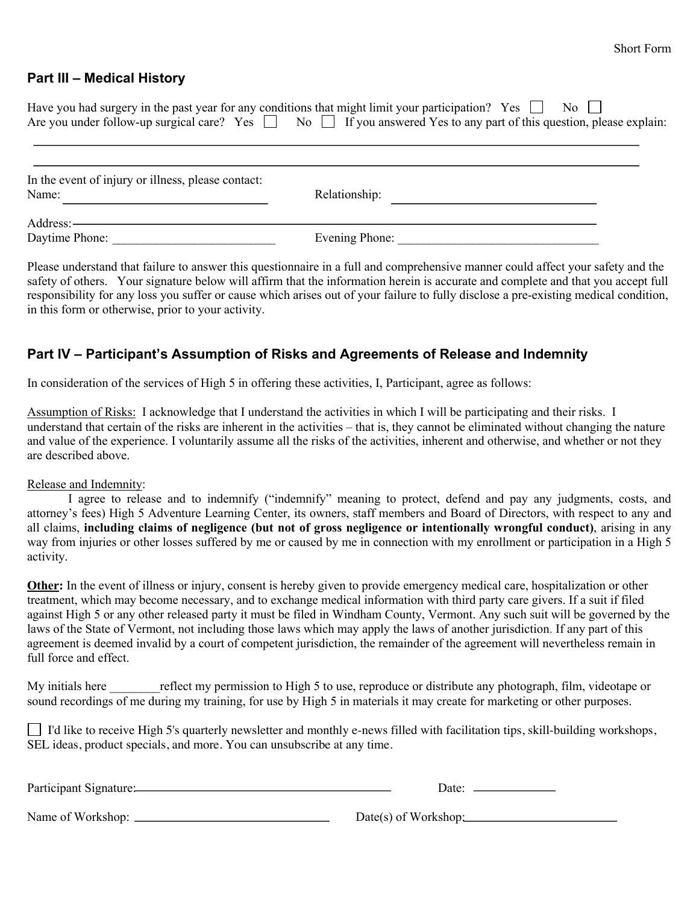Short Form

## Part III – Medical History

Have you had surgery in the past year for any conditions that might limit your participation? Yes ☐ No ☐
Are you under follow-up surgical care? Yes ☐ No ☐ If you answered Yes to any part of this question, please explain:

_______________________________________________________________________________________________

_______________________________________________________________________________________________

In the event of injury or illness, please contact:
Name: ______________________________ Relationship: ______________________________

Address: _______________________________________________________________________________
Daytime Phone: __________________________ Evening Phone: ________________________________

Please understand that failure to answer this questionnaire in a full and comprehensive manner could affect your safety and the safety of others. Your signature below will affirm that the information herein is accurate and complete and that you accept full responsibility for any loss you suffer or cause which arises out of your failure to fully disclose a pre-existing medical condition, in this form or otherwise, prior to your activity.

## Part IV – Participant's Assumption of Risks and Agreements of Release and Indemnity

In consideration of the services of High 5 in offering these activities, I, Participant, agree as follows:

Assumption of Risks: I acknowledge that I understand the activities in which I will be participating and their risks. I understand that certain of the risks are inherent in the activities – that is, they cannot be eliminated without changing the nature and value of the experience. I voluntarily assume all the risks of the activities, inherent and otherwise, and whether or not they are described above.

Release and Indemnity:

I agree to release and to indemnify ("indemnify" meaning to protect, defend and pay any judgments, costs, and attorney's fees) High 5 Adventure Learning Center, its owners, staff members and Board of Directors, with respect to any and all claims, **including claims of negligence (but not of gross negligence or intentionally wrongful conduct)**, arising in any way from injuries or other losses suffered by me or caused by me in connection with my enrollment or participation in a High 5 activity.

**Other:** In the event of illness or injury, consent is hereby given to provide emergency medical care, hospitalization or other treatment, which may become necessary, and to exchange medical information with third party care givers. If a suit if filed against High 5 or any other released party it must be filed in Windham County, Vermont. Any such suit will be governed by the laws of the State of Vermont, not including those laws which may apply the laws of another jurisdiction. If any part of this agreement is deemed invalid by a court of competent jurisdiction, the remainder of the agreement will nevertheless remain in full force and effect.

My initials here ________reflect my permission to High 5 to use, reproduce or distribute any photograph, film, videotape or sound recordings of me during my training, for use by High 5 in materials it may create for marketing or other purposes.

☐ I'd like to receive High 5's quarterly newsletter and monthly e-news filled with facilitation tips, skill-building workshops, SEL ideas, product specials, and more. You can unsubscribe at any time.

Participant Signature: ________________________________________ Date: ____________

Name of Workshop: ______________________________ Date(s) of Workshop: ________________________